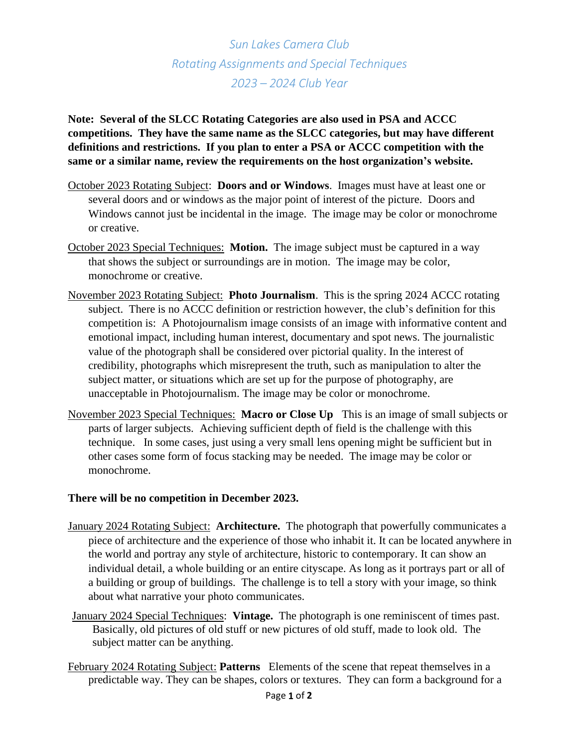*Sun Lakes Camera Club*

*Rotating Assignments and Special Techniques*

*2023 – 2024 Club Year*

**Note: Several of the SLCC Rotating Categories are also used in PSA and ACCC competitions. They have the same name as the SLCC categories, but may have different definitions and restrictions. If you plan to enter a PSA or ACCC competition with the same or a similar name, review the requirements on the host organization's website.**

<u>October 2023 Rotating Subject</u>: **Doors and or Windows**. Images must have at least one or several doors and or windows as the major point of interest of the picture. Doors and Windows cannot just be incidental in the image. The image may be color or monochrome or creative.

<u>October 2023 Special Techniques:</u> **Motion.** The image subject must be captured in a way that shows the subject or surroundings are in motion. The image may be color, monochrome or creative.

<u>November 2023 Rotating Subject:</u> **Photo Journalism**. This is the spring 2024 ACCC rotating subject. There is no ACCC definition or restriction however, the club's definition for this competition is: A Photojournalism image consists of an image with informative content and emotional impact, including human interest, documentary and spot news. The journalistic value of the photograph shall be considered over pictorial quality. In the interest of credibility, photographs which misrepresent the truth, such as manipulation to alter the subject matter, or situations which are set up for the purpose of photography, are unacceptable in Photojournalism. The image may be color or monochrome.

<u>November 2023 Special Techniques:</u> **Macro or Close Up** This is an image of small subjects or parts of larger subjects. Achieving sufficient depth of field is the challenge with this technique. In some cases, just using a very small lens opening might be sufficient but in other cases some form of focus stacking may be needed. The image may be color or monochrome.

**There will be no competition in December 2023.**

<u>January 2024 Rotating Subject:</u> **Architecture.** The photograph that powerfully communicates a piece of architecture and the experience of those who inhabit it. It can be located anywhere in the world and portray any style of architecture, historic to contemporary. It can show an individual detail, a whole building or an entire cityscape. As long as it portrays part or all of a building or group of buildings. The challenge is to tell a story with your image, so think about what narrative your photo communicates.

<u>January 2024 Special Techniques</u>: **Vintage.** The photograph is one reminiscent of times past. Basically, old pictures of old stuff or new pictures of old stuff, made to look old. The subject matter can be anything.

<u>February 2024 Rotating Subject:</u> **Patterns** Elements of the scene that repeat themselves in a predictable way. They can be shapes, colors or textures. They can form a background for a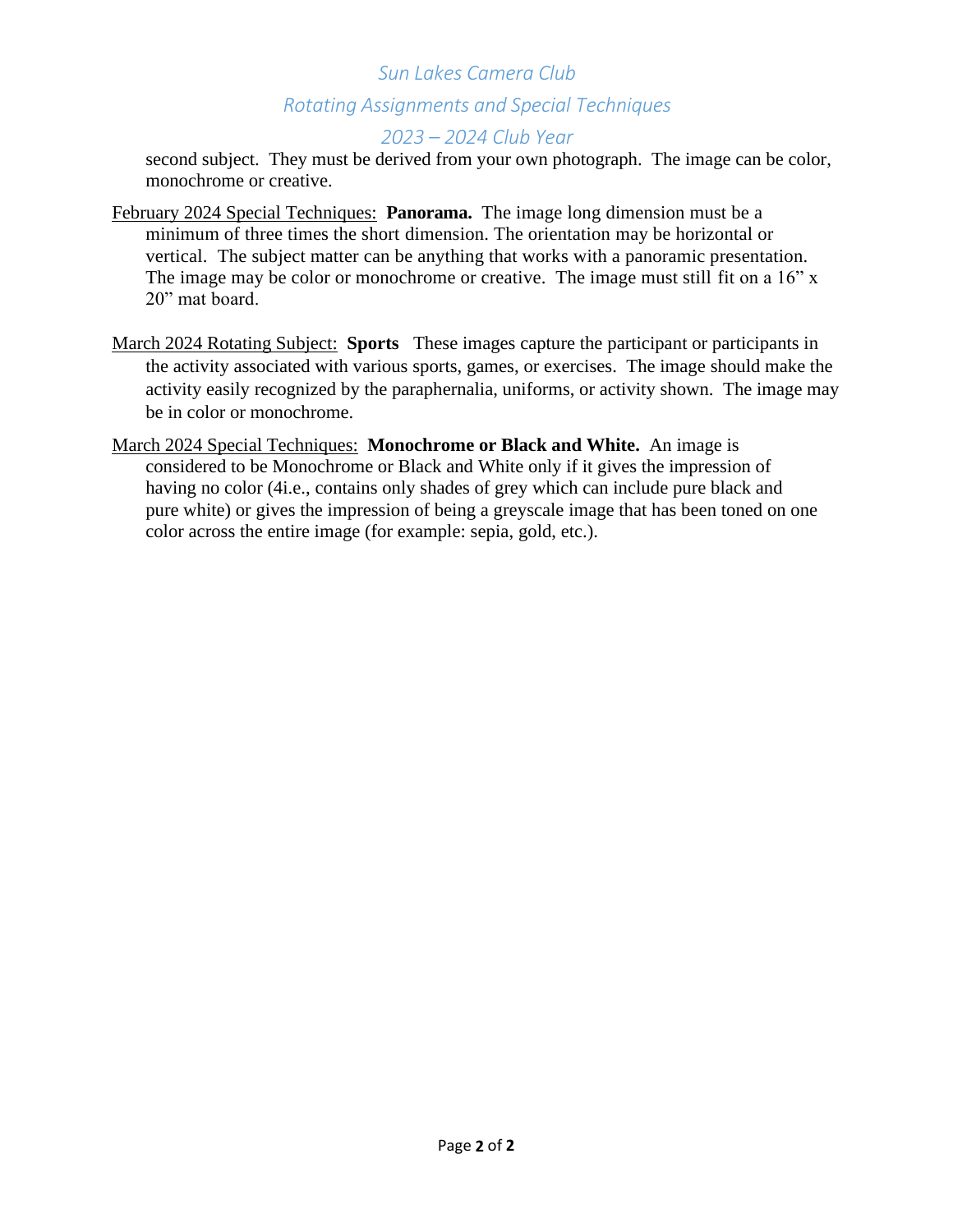second subject. They must be derived from your own photograph. The image can be color, monochrome or creative.

February 2024 Special Techniques: **Panorama.** The image long dimension must be a minimum of three times the short dimension. The orientation may be horizontal or vertical. The subject matter can be anything that works with a panoramic presentation. The image may be color or monochrome or creative. The image must still fit on a 16" x 20" mat board.

March 2024 Rotating Subject: **Sports** These images capture the participant or participants in the activity associated with various sports, games, or exercises. The image should make the activity easily recognized by the paraphernalia, uniforms, or activity shown. The image may be in color or monochrome.

March 2024 Special Techniques: **Monochrome or Black and White.** An image is considered to be Monochrome or Black and White only if it gives the impression of having no color (4i.e., contains only shades of grey which can include pure black and pure white) or gives the impression of being a greyscale image that has been toned on one color across the entire image (for example: sepia, gold, etc.).